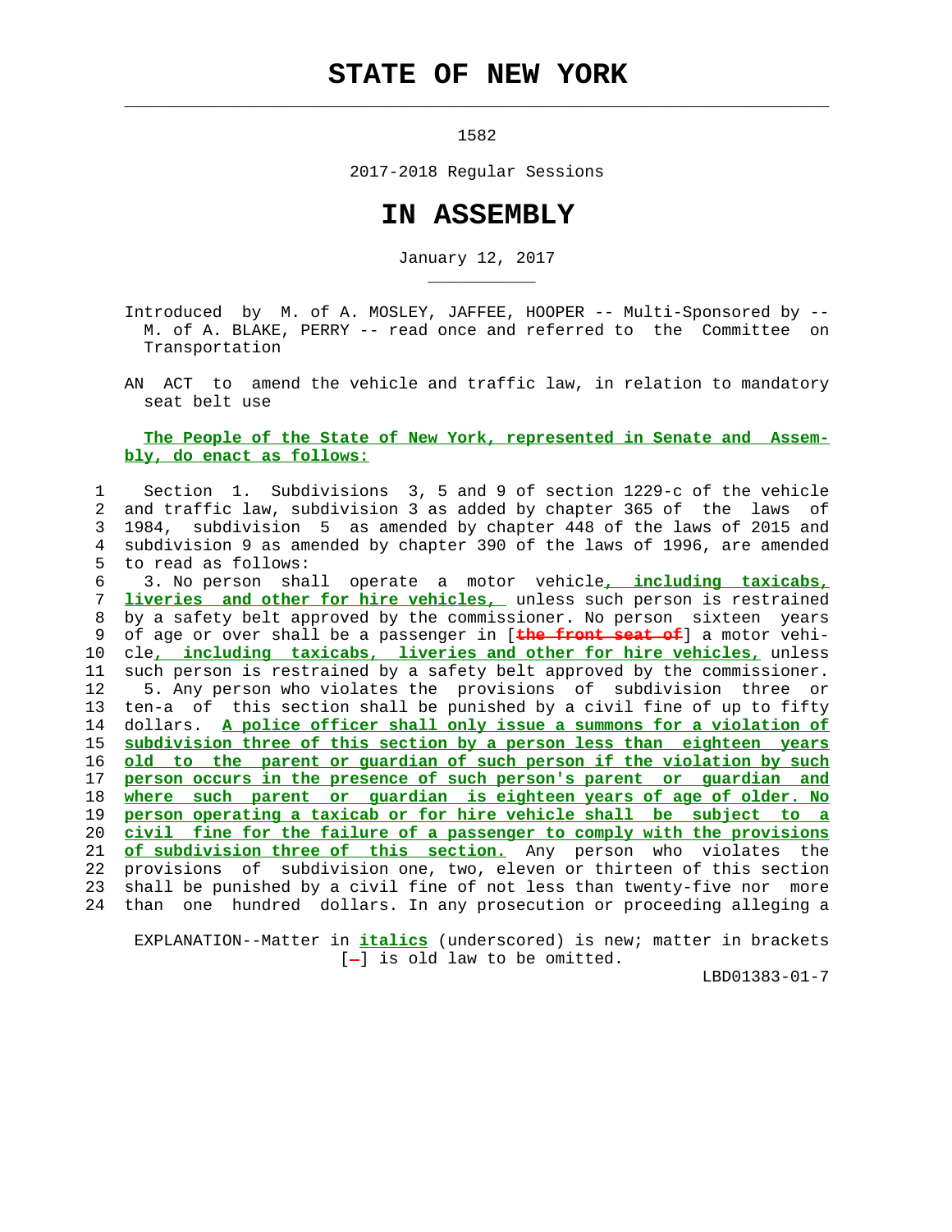# STATE OF NEW YORK

1582

2017-2018 Regular Sessions

# IN ASSEMBLY

January 12, 2017

Introduced by M. of A. MOSLEY, JAFFEE, HOOPER -- Multi-Sponsored by -- M. of A. BLAKE, PERRY -- read once and referred to the Committee on Transportation

AN ACT to amend the vehicle and traffic law, in relation to mandatory seat belt use

**The People of the State of New York, represented in Senate and Assembly, do enact as follows:**

1 Section 1. Subdivisions 3, 5 and 9 of section 1229-c of the vehicle
2 and traffic law, subdivision 3 as added by chapter 365 of the laws of
3 1984, subdivision 5 as amended by chapter 448 of the laws of 2015 and
4 subdivision 9 as amended by chapter 390 of the laws of 1996, are amended
5 to read as follows:
6 3. No person shall operate a motor vehicle*, including taxicabs,*
7 *liveries and other for hire vehicles,* unless such person is restrained
8 by a safety belt approved by the commissioner. No person sixteen years
9 of age or over shall be a passenger in [the front seat of] a motor vehi-
10 cle*, including taxicabs, liveries and other for hire vehicles,* unless
11 such person is restrained by a safety belt approved by the commissioner.
12 5. Any person who violates the provisions of subdivision three or
13 ten-a of this section shall be punished by a civil fine of up to fifty
14 dollars. *A police officer shall only issue a summons for a violation of*
15 *subdivision three of this section by a person less than eighteen years*
16 *old to the parent or guardian of such person if the violation by such*
17 *person occurs in the presence of such person's parent or guardian and*
18 *where such parent or guardian is eighteen years of age of older. No*
19 *person operating a taxicab or for hire vehicle shall be subject to a*
20 *civil fine for the failure of a passenger to comply with the provisions*
21 *of subdivision three of this section.* Any person who violates the
22 provisions of subdivision one, two, eleven or thirteen of this section
23 shall be punished by a civil fine of not less than twenty-five nor more
24 than one hundred dollars. In any prosecution or proceeding alleging a

EXPLANATION--Matter in *italics* (underscored) is new; matter in brackets [-] is old law to be omitted.

LBD01383-01-7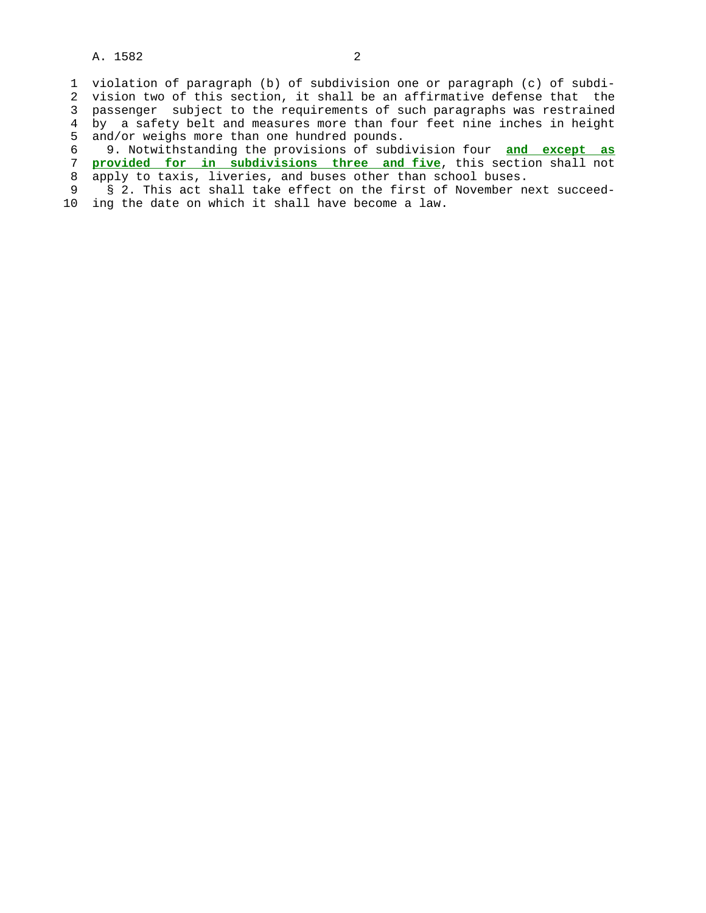violation of paragraph (b) of subdivision one or paragraph (c) of subdivision two of this section, it shall be an affirmative defense that the passenger subject to the requirements of such paragraphs was restrained by a safety belt and measures more than four feet nine inches in height and/or weighs more than one hundred pounds.

9. Notwithstanding the provisions of subdivision four **and except as provided for in subdivisions three and five**, this section shall not apply to taxis, liveries, and buses other than school buses.

§ 2. This act shall take effect on the first of November next succeeding the date on which it shall have become a law.